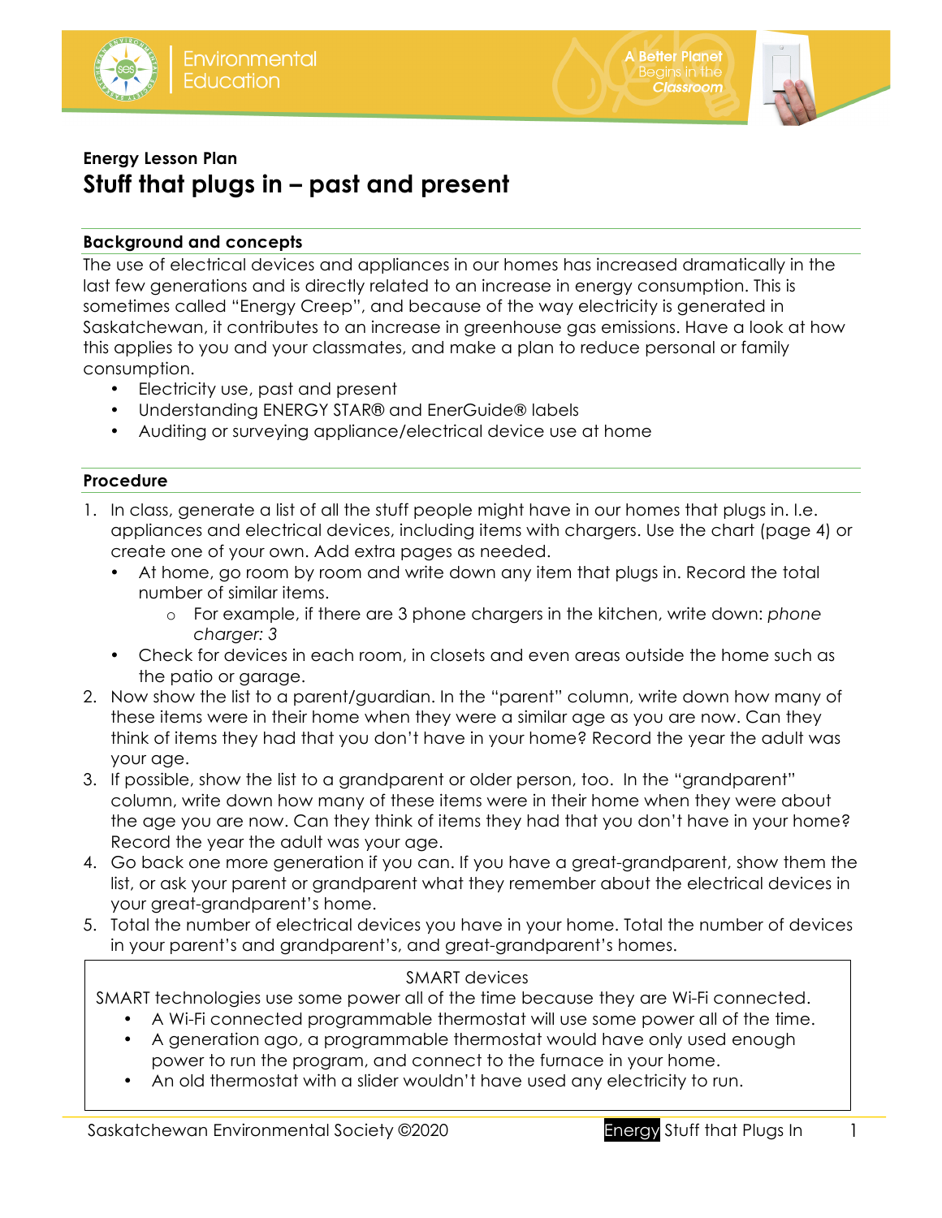Energy Lesson Plan

# Stuff that plugs in – past and present

## Background and concepts

The use of electrical devices and appliances in our homes has increased dramatically in the last few generations and is directly related to an increase in energy consumption. This is sometimes called "Energy Creep", and because of the way electricity is generated in Saskatchewan, it contributes to an increase in greenhouse gas emissions. Have a look at how this applies to you and your classmates, and make a plan to reduce personal or family consumption.

- Electricity use, past and present
- Understanding ENERGY STAR® and EnerGuide® labels
- Auditing or surveying appliance/electrical device use at home

## Procedure

1. In class, generate a list of all the stuff people might have in our homes that plugs in. I.e. appliances and electrical devices, including items with chargers. Use the chart (page 4) or create one of your own. Add extra pages as needed.
   - At home, go room by room and write down any item that plugs in. Record the total number of similar items.
     - For example, if there are 3 phone chargers in the kitchen, write down: *phone charger: 3*
   - Check for devices in each room, in closets and even areas outside the home such as the patio or garage.
2. Now show the list to a parent/guardian. In the "parent" column, write down how many of these items were in their home when they were a similar age as you are now. Can they think of items they had that you don't have in your home? Record the year the adult was your age.
3. If possible, show the list to a grandparent or older person, too. In the "grandparent" column, write down how many of these items were in their home when they were about the age you are now. Can they think of items they had that you don't have in your home? Record the year the adult was your age.
4. Go back one more generation if you can. If you have a great-grandparent, show them the list, or ask your parent or grandparent what they remember about the electrical devices in your great-grandparent's home.
5. Total the number of electrical devices you have in your home. Total the number of devices in your parent's and grandparent's, and great-grandparent's homes.

> SMART devices
>
> SMART technologies use some power all of the time because they are Wi-Fi connected.
>
> - A Wi-Fi connected programmable thermostat will use some power all of the time.
> - A generation ago, a programmable thermostat would have only used enough power to run the program, and connect to the furnace in your home.
> - An old thermostat with a slider wouldn't have used any electricity to run.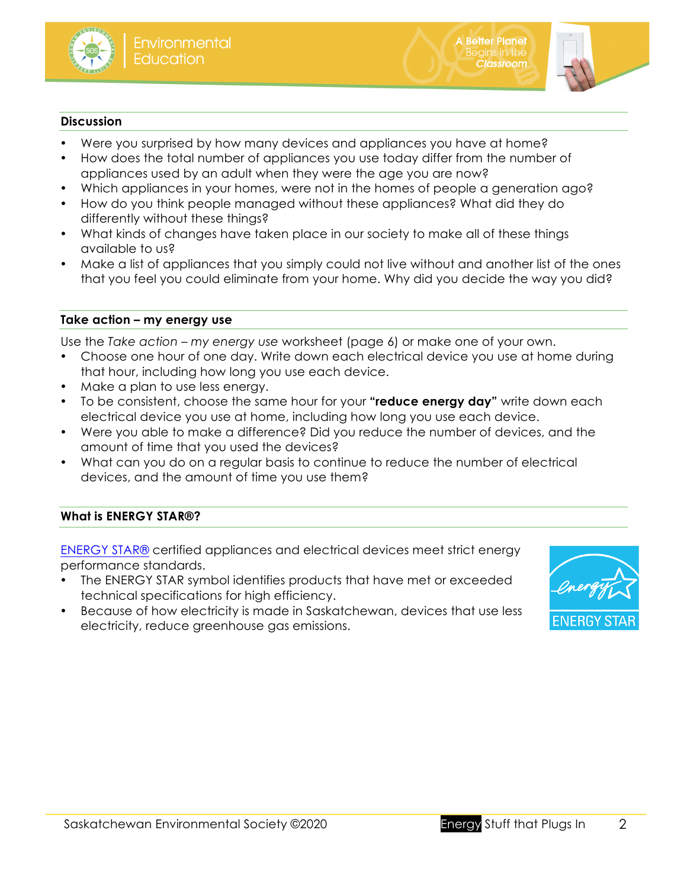## Discussion

- Were you surprised by how many devices and appliances you have at home?
- How does the total number of appliances you use today differ from the number of appliances used by an adult when they were the age you are now?
- Which appliances in your homes, were not in the homes of people a generation ago?
- How do you think people managed without these appliances? What did they do differently without these things?
- What kinds of changes have taken place in our society to make all of these things available to us?
- Make a list of appliances that you simply could not live without and another list of the ones that you feel you could eliminate from your home. Why did you decide the way you did?

## Take action – my energy use

Use the *Take action – my energy use* worksheet (page 6) or make one of your own.

- Choose one hour of one day. Write down each electrical device you use at home during that hour, including how long you use each device.
- Make a plan to use less energy.
- To be consistent, choose the same hour for your **"reduce energy day"** write down each electrical device you use at home, including how long you use each device.
- Were you able to make a difference? Did you reduce the number of devices, and the amount of time that you used the devices?
- What can you do on a regular basis to continue to reduce the number of electrical devices, and the amount of time you use them?

## What is ENERGY STAR®?

ENERGY STAR® certified appliances and electrical devices meet strict energy performance standards.

- The ENERGY STAR symbol identifies products that have met or exceeded technical specifications for high efficiency.
- Because of how electricity is made in Saskatchewan, devices that use less electricity, reduce greenhouse gas emissions.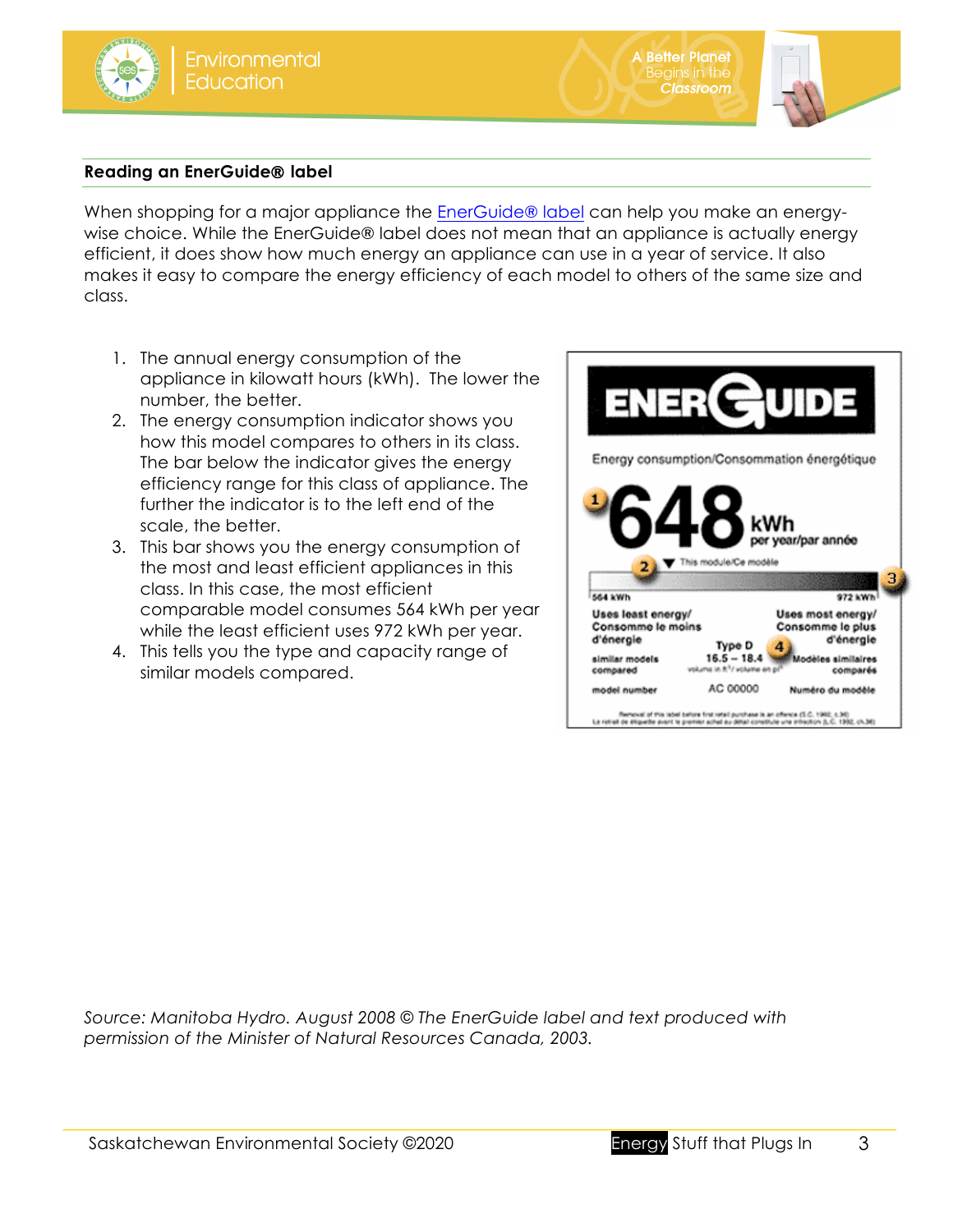**Reading an EnerGuide® label**

When shopping for a major appliance the EnerGuide® label can help you make an energy-wise choice. While the EnerGuide® label does not mean that an appliance is actually energy efficient, it does show how much energy an appliance can use in a year of service. It also makes it easy to compare the energy efficiency of each model to others of the same size and class.

1. The annual energy consumption of the appliance in kilowatt hours (kWh). The lower the number, the better.
2. The energy consumption indicator shows you how this model compares to others in its class. The bar below the indicator gives the energy efficiency range for this class of appliance. The further the indicator is to the left end of the scale, the better.
3. This bar shows you the energy consumption of the most and least efficient appliances in this class. In this case, the most efficient comparable model consumes 564 kWh per year while the least efficient uses 972 kWh per year.
4. This tells you the type and capacity range of similar models compared.

ENERGUIDE

Energy consumption/Consommation énergétique

1 648 kWh per year/par année

2 ▼ This module/Ce modèle

3

564 kWh — 972 kWh

Uses least energy/ Consomme le moins d'énergie

Uses most energy/ Consomme le plus d'énergie

similar models compared — Type D 16.5 – 18.4 (volume in ft³/volume en pi³) — 4 — Modèles similaires comparés

model number — AC 00000 — Numéro du modèle

Removal of this label before first retail purchase is an offence (S.C. 1992, c.36)
Le retrait de étiquette avant le premier achat au détail constitue une infraction (L.C. 1992, ch.36)

*Source: Manitoba Hydro. August 2008 © The EnerGuide label and text produced with permission of the Minister of Natural Resources Canada, 2003.*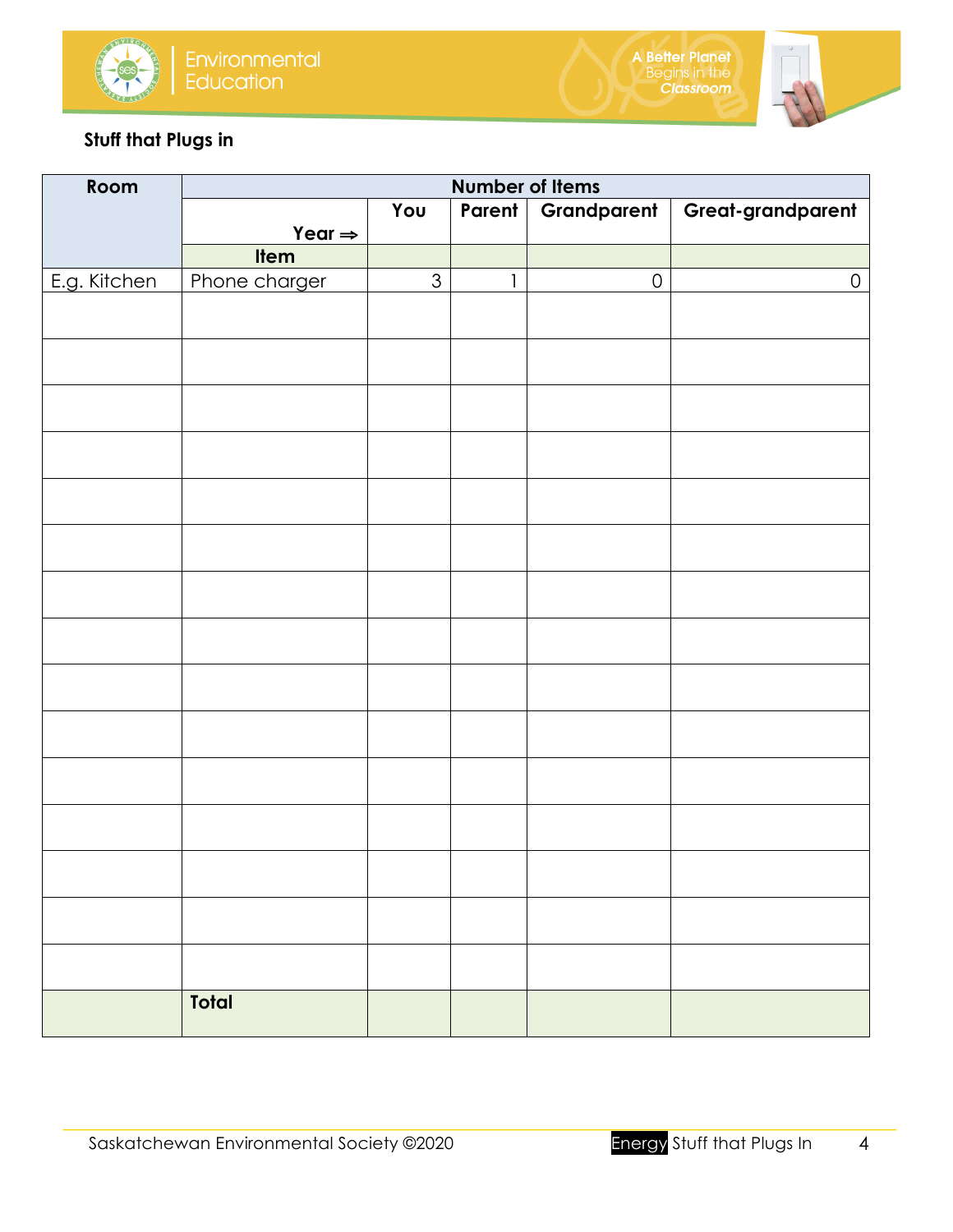**Stuff that Plugs in**

| Room | Number of Items | | | | |
|---|---|---|---|---|---|
| | Year ⇒ | You | Parent | Grandparent | Great-grandparent |
| | Item | | | | |
| E.g. Kitchen | Phone charger | 3 | 1 | 0 | 0 |
| | | | | | |
| | | | | | |
| | | | | | |
| | | | | | |
| | | | | | |
| | | | | | |
| | | | | | |
| | | | | | |
| | | | | | |
| | | | | | |
| | | | | | |
| | | | | | |
| | | | | | |
| | | | | | |
| | | | | | |
| | **Total** | | | | |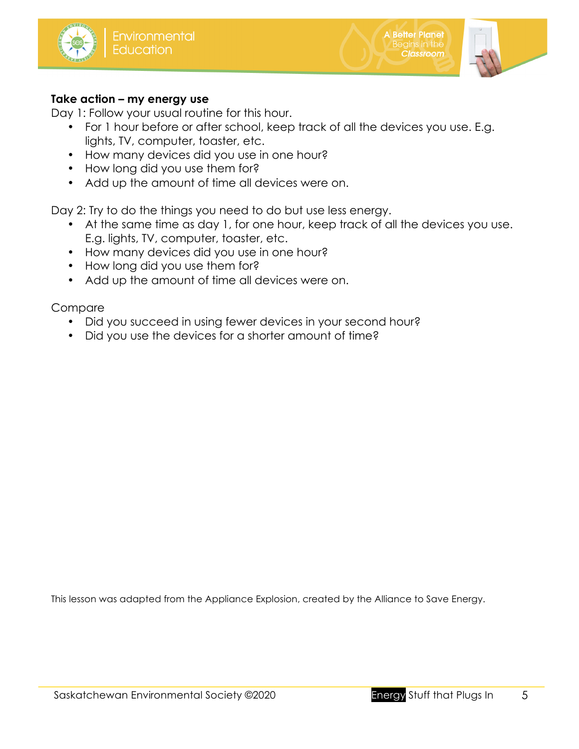**Take action – my energy use**

Day 1: Follow your usual routine for this hour.

- For 1 hour before or after school, keep track of all the devices you use. E.g. lights, TV, computer, toaster, etc.
- How many devices did you use in one hour?
- How long did you use them for?
- Add up the amount of time all devices were on.

Day 2: Try to do the things you need to do but use less energy.

- At the same time as day 1, for one hour, keep track of all the devices you use. E.g. lights, TV, computer, toaster, etc.
- How many devices did you use in one hour?
- How long did you use them for?
- Add up the amount of time all devices were on.

Compare

- Did you succeed in using fewer devices in your second hour?
- Did you use the devices for a shorter amount of time?

This lesson was adapted from the Appliance Explosion, created by the Alliance to Save Energy.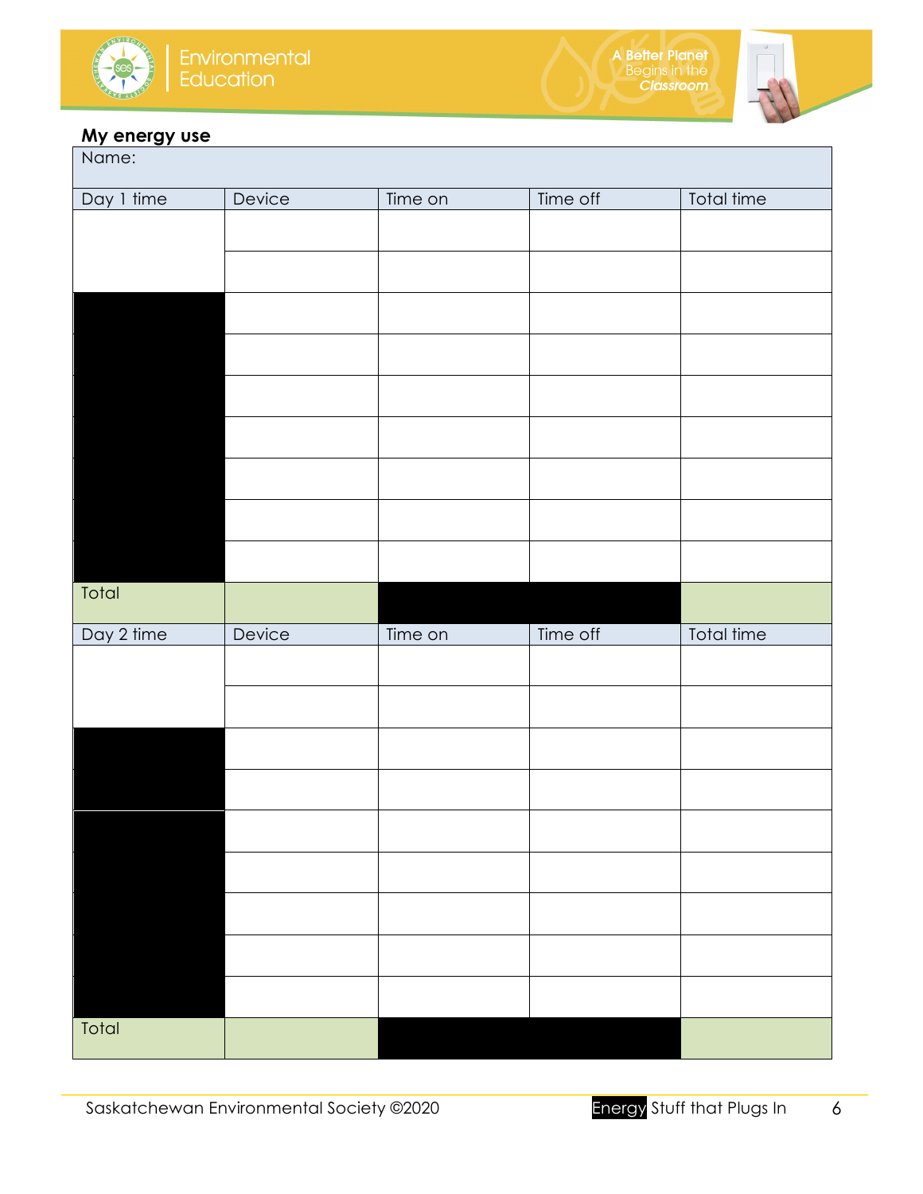## My energy use

| Name: | | | | |
|---|---|---|---|---|
| Day 1 time | Device | Time on | Time off | Total time |
| | | | | |
| | | | | |
| | | | | |
| | | | | |
| | | | | |
| | | | | |
| | | | | |
| | | | | |
| | | | | |
| Total | | | | |
| Day 2 time | Device | Time on | Time off | Total time |
| | | | | |
| | | | | |
| | | | | |
| | | | | |
| | | | | |
| | | | | |
| | | | | |
| | | | | |
| | | | | |
| Total | | | | |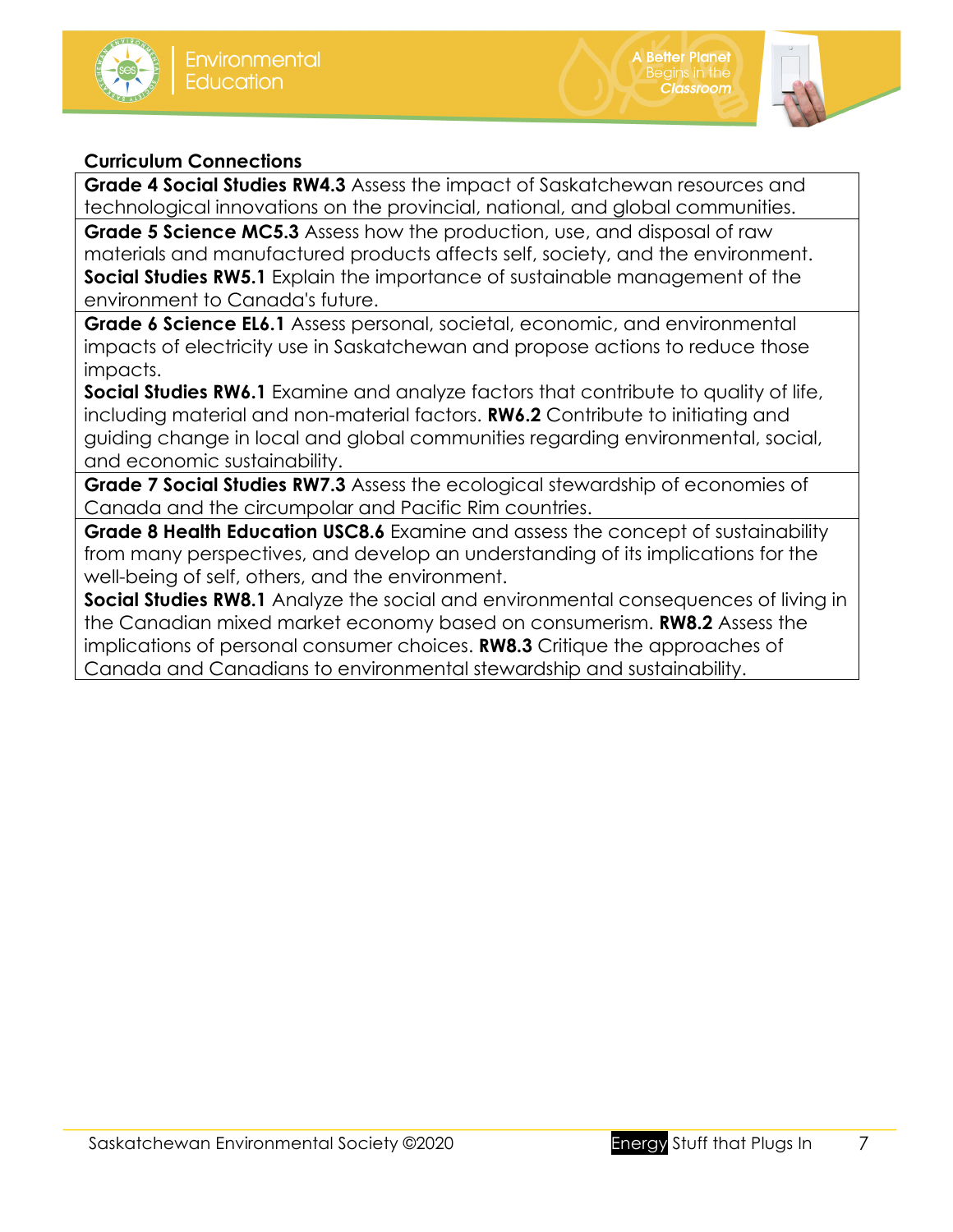**Curriculum Connections**

| |
|---|
| **Grade 4 Social Studies RW4.3** Assess the impact of Saskatchewan resources and technological innovations on the provincial, national, and global communities. |
| **Grade 5 Science MC5.3** Assess how the production, use, and disposal of raw materials and manufactured products affects self, society, and the environment. **Social Studies RW5.1** Explain the importance of sustainable management of the environment to Canada's future. |
| **Grade 6 Science EL6.1** Assess personal, societal, economic, and environmental impacts of electricity use in Saskatchewan and propose actions to reduce those impacts. **Social Studies RW6.1** Examine and analyze factors that contribute to quality of life, including material and non-material factors. **RW6.2** Contribute to initiating and guiding change in local and global communities regarding environmental, social, and economic sustainability. |
| **Grade 7 Social Studies RW7.3** Assess the ecological stewardship of economies of Canada and the circumpolar and Pacific Rim countries. |
| **Grade 8 Health Education USC8.6** Examine and assess the concept of sustainability from many perspectives, and develop an understanding of its implications for the well-being of self, others, and the environment. **Social Studies RW8.1** Analyze the social and environmental consequences of living in the Canadian mixed market economy based on consumerism. **RW8.2** Assess the implications of personal consumer choices. **RW8.3** Critique the approaches of Canada and Canadians to environmental stewardship and sustainability. |